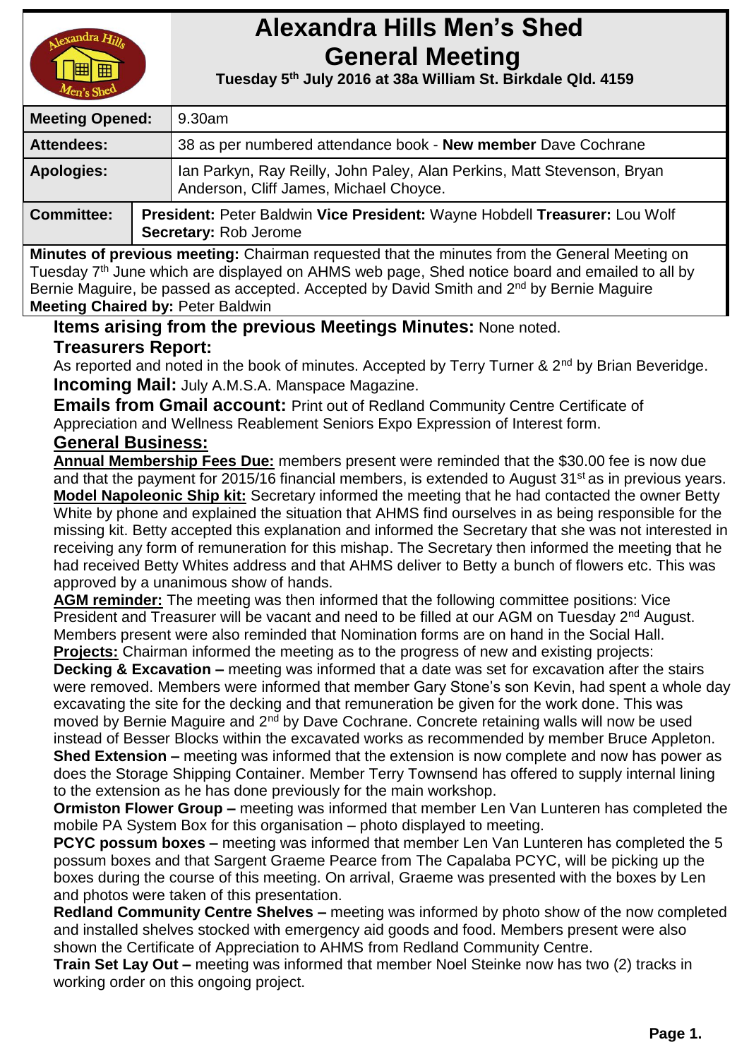# Alexandra Hills Men's Shed General Meeting

**Tuesday 5th July 2016 at 38a William St. Birkdale Qld. 4159**

| | |
|---|---|
| **Meeting Opened:** | 9.30am |
| **Attendees:** | 38 as per numbered attendance book - **New member** Dave Cochrane |
| **Apologies:** | Ian Parkyn, Ray Reilly, John Paley, Alan Perkins, Matt Stevenson, Bryan Anderson, Cliff James, Michael Choyce. |
| **Committee:** | **President:** Peter Baldwin **Vice President:** Wayne Hobdell **Treasurer:** Lou Wolf **Secretary:** Rob Jerome |

**Minutes of previous meeting:** Chairman requested that the minutes from the General Meeting on Tuesday 7th June which are displayed on AHMS web page, Shed notice board and emailed to all by Bernie Maguire, be passed as accepted. Accepted by David Smith and 2nd by Bernie Maguire

**Meeting Chaired by:** Peter Baldwin

**Items arising from the previous Meetings Minutes:** None noted.

**Treasurers Report:**

As reported and noted in the book of minutes. Accepted by Terry Turner & 2nd by Brian Beveridge.

**Incoming Mail:** July A.M.S.A. Manspace Magazine.

**Emails from Gmail account:** Print out of Redland Community Centre Certificate of Appreciation and Wellness Reablement Seniors Expo Expression of Interest form.

## General Business:

**Annual Membership Fees Due:** members present were reminded that the $30.00 fee is now due and that the payment for 2015/16 financial members, is extended to August 31st as in previous years.

**Model Napoleonic Ship kit:** Secretary informed the meeting that he had contacted the owner Betty White by phone and explained the situation that AHMS find ourselves in as being responsible for the missing kit. Betty accepted this explanation and informed the Secretary that she was not interested in receiving any form of remuneration for this mishap. The Secretary then informed the meeting that he had received Betty Whites address and that AHMS deliver to Betty a bunch of flowers etc. This was approved by a unanimous show of hands.

**AGM reminder:** The meeting was then informed that the following committee positions: Vice President and Treasurer will be vacant and need to be filled at our AGM on Tuesday 2nd August. Members present were also reminded that Nomination forms are on hand in the Social Hall.

**Projects:** Chairman informed the meeting as to the progress of new and existing projects:

**Decking & Excavation –** meeting was informed that a date was set for excavation after the stairs were removed. Members were informed that member Gary Stone's son Kevin, had spent a whole day excavating the site for the decking and that remuneration be given for the work done. This was moved by Bernie Maguire and 2nd by Dave Cochrane. Concrete retaining walls will now be used instead of Besser Blocks within the excavated works as recommended by member Bruce Appleton.

**Shed Extension –** meeting was informed that the extension is now complete and now has power as does the Storage Shipping Container. Member Terry Townsend has offered to supply internal lining to the extension as he has done previously for the main workshop.

**Ormiston Flower Group –** meeting was informed that member Len Van Lunteren has completed the mobile PA System Box for this organisation – photo displayed to meeting.

**PCYC possum boxes –** meeting was informed that member Len Van Lunteren has completed the 5 possum boxes and that Sargent Graeme Pearce from The Capalaba PCYC, will be picking up the boxes during the course of this meeting. On arrival, Graeme was presented with the boxes by Len and photos were taken of this presentation.

**Redland Community Centre Shelves –** meeting was informed by photo show of the now completed and installed shelves stocked with emergency aid goods and food. Members present were also shown the Certificate of Appreciation to AHMS from Redland Community Centre.

**Train Set Lay Out –** meeting was informed that member Noel Steinke now has two (2) tracks in working order on this ongoing project.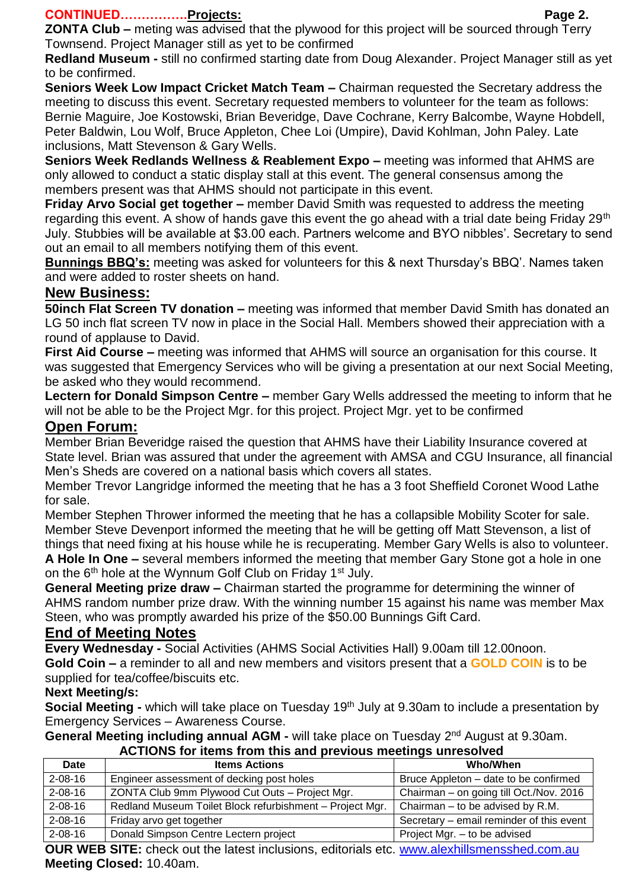**CONTINUED……………..Projects:**

**ZONTA Club –** meting was advised that the plywood for this project will be sourced through Terry Townsend. Project Manager still as yet to be confirmed

**Redland Museum -** still no confirmed starting date from Doug Alexander. Project Manager still as yet to be confirmed.

**Seniors Week Low Impact Cricket Match Team –** Chairman requested the Secretary address the meeting to discuss this event. Secretary requested members to volunteer for the team as follows: Bernie Maguire, Joe Kostowski, Brian Beveridge, Dave Cochrane, Kerry Balcombe, Wayne Hobdell, Peter Baldwin, Lou Wolf, Bruce Appleton, Chee Loi (Umpire), David Kohlman, John Paley. Late inclusions, Matt Stevenson & Gary Wells.

**Seniors Week Redlands Wellness & Reablement Expo –** meeting was informed that AHMS are only allowed to conduct a static display stall at this event. The general consensus among the members present was that AHMS should not participate in this event.

**Friday Arvo Social get together –** member David Smith was requested to address the meeting regarding this event. A show of hands gave this event the go ahead with a trial date being Friday 29th July. Stubbies will be available at $3.00 each. Partners welcome and BYO nibbles'. Secretary to send out an email to all members notifying them of this event.

**Bunnings BBQ's:** meeting was asked for volunteers for this & next Thursday's BBQ'. Names taken and were added to roster sheets on hand.

## New Business:

**50inch Flat Screen TV donation –** meeting was informed that member David Smith has donated an LG 50 inch flat screen TV now in place in the Social Hall. Members showed their appreciation with a round of applause to David.

**First Aid Course –** meeting was informed that AHMS will source an organisation for this course. It was suggested that Emergency Services who will be giving a presentation at our next Social Meeting, be asked who they would recommend.

**Lectern for Donald Simpson Centre –** member Gary Wells addressed the meeting to inform that he will not be able to be the Project Mgr. for this project. Project Mgr. yet to be confirmed

## Open Forum:

Member Brian Beveridge raised the question that AHMS have their Liability Insurance covered at State level. Brian was assured that under the agreement with AMSA and CGU Insurance, all financial Men's Sheds are covered on a national basis which covers all states.

Member Trevor Langridge informed the meeting that he has a 3 foot Sheffield Coronet Wood Lathe for sale.

Member Stephen Thrower informed the meeting that he has a collapsible Mobility Scoter for sale.

Member Steve Devenport informed the meeting that he will be getting off Matt Stevenson, a list of things that need fixing at his house while he is recuperating. Member Gary Wells is also to volunteer.

**A Hole In One –** several members informed the meeting that member Gary Stone got a hole in one on the 6th hole at the Wynnum Golf Club on Friday 1st July.

**General Meeting prize draw –** Chairman started the programme for determining the winner of AHMS random number prize draw. With the winning number 15 against his name was member Max Steen, who was promptly awarded his prize of the $50.00 Bunnings Gift Card.

## End of Meeting Notes

**Every Wednesday -** Social Activities (AHMS Social Activities Hall) 9.00am till 12.00noon.

**Gold Coin –** a reminder to all and new members and visitors present that a **GOLD COIN** is to be supplied for tea/coffee/biscuits etc.

**Next Meeting/s:**

**Social Meeting -** which will take place on Tuesday 19th July at 9.30am to include a presentation by Emergency Services – Awareness Course.

**General Meeting including annual AGM -** will take place on Tuesday 2nd August at 9.30am.

**ACTIONS for items from this and previous meetings unresolved**

| Date | Items Actions | Who/When |
|---|---|---|
| 2-08-16 | Engineer assessment of decking post holes | Bruce Appleton – date to be confirmed |
| 2-08-16 | ZONTA Club 9mm Plywood Cut Outs – Project Mgr. | Chairman – on going till Oct./Nov. 2016 |
| 2-08-16 | Redland Museum Toilet Block refurbishment – Project Mgr. | Chairman – to be advised by R.M. |
| 2-08-16 | Friday arvo get together | Secretary – email reminder of this event |
| 2-08-16 | Donald Simpson Centre Lectern project | Project Mgr. – to be advised |

**OUR WEB SITE:** check out the latest inclusions, editorials etc. www.alexhillsmensshed.com.au

**Meeting Closed:** 10.40am.